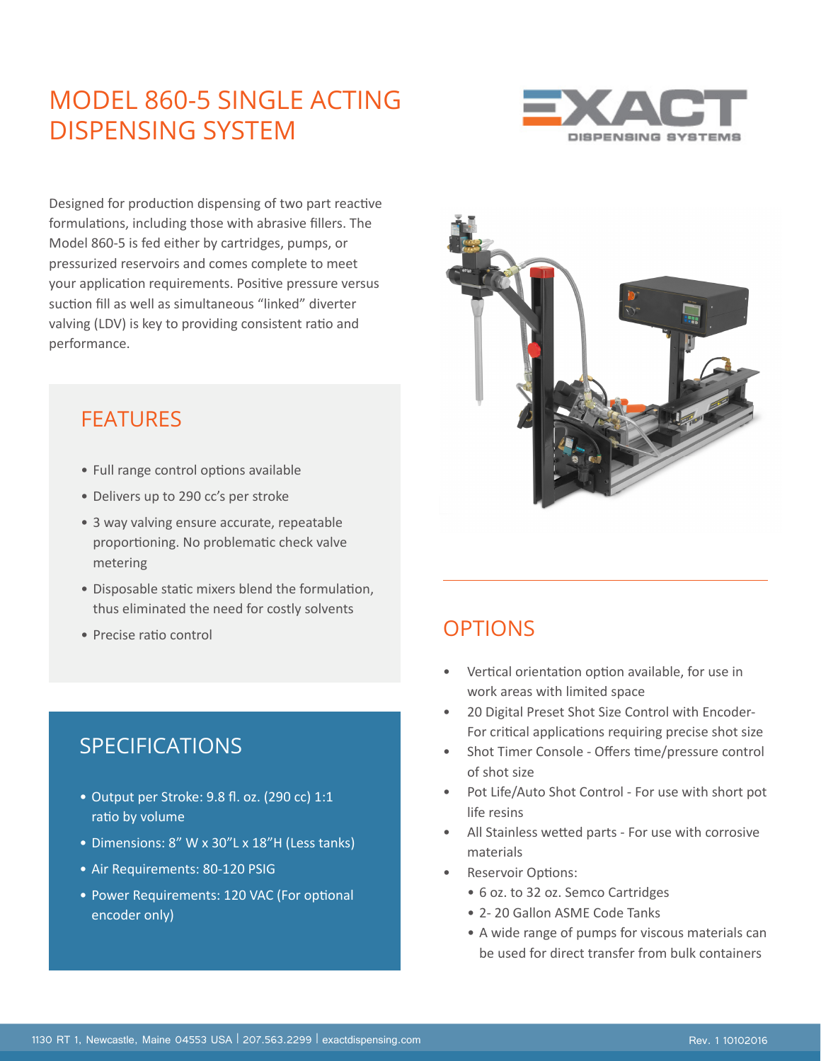# MODEL 860-5 SINGLE ACTING DISPENSING SYSTEM

EXACT DISPENSING SYSTEMS

Designed for production dispensing of two part reactive formulations, including those with abrasive fillers. The Model 860-5 is fed either by cartridges, pumps, or pressurized reservoirs and comes complete to meet your application requirements. Positive pressure versus suction fill as well as simultaneous "linked" diverter valving (LDV) is key to providing consistent ratio and performance.

## FEATURES

- Full range control options available
- Delivers up to 290 cc's per stroke
- 3 way valving ensure accurate, repeatable proportioning. No problematic check valve metering
- Disposable static mixers blend the formulation, thus eliminated the need for costly solvents
- Precise ratio control

## SPECIFICATIONS

- Output per Stroke: 9.8 fl. oz. (290 cc) 1:1 ratio by volume
- Dimensions: 8" W x 30"L x 18"H (Less tanks)
- Air Requirements: 80-120 PSIG
- Power Requirements: 120 VAC (For optional encoder only)

## OPTIONS

- Vertical orientation option available, for use in work areas with limited space
- 20 Digital Preset Shot Size Control with Encoder- For critical applications requiring precise shot size
- Shot Timer Console - Offers time/pressure control of shot size
- Pot Life/Auto Shot Control - For use with short pot life resins
- All Stainless wetted parts - For use with corrosive materials
- Reservoir Options:
  - 6 oz. to 32 oz. Semco Cartridges
  - 2- 20 Gallon ASME Code Tanks
  - A wide range of pumps for viscous materials can be used for direct transfer from bulk containers

1130 RT 1, Newcastle, Maine 04553 USA | 207.563.2299 | exactdispensing.com

Rev. 1 10102016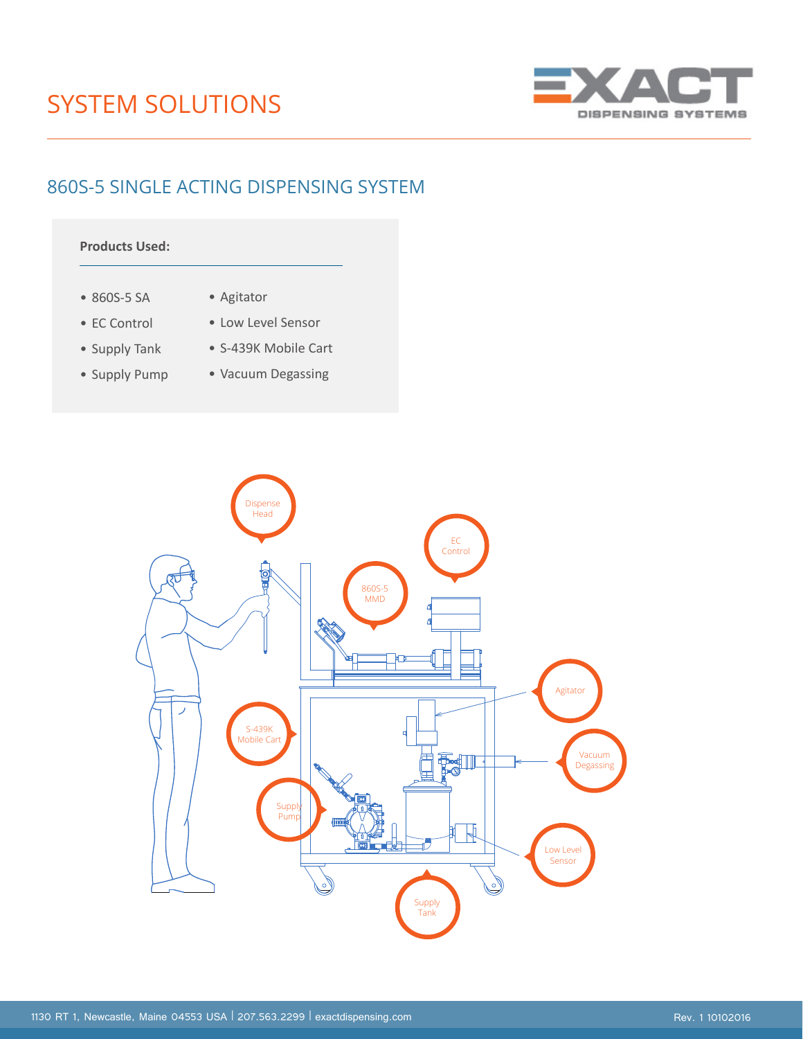# SYSTEM SOLUTIONS

## 860S-5 SINGLE ACTING DISPENSING SYSTEM

**Products Used:**

- 860S-5 SA
- EC Control
- Supply Tank
- Supply Pump
- Agitator
- Low Level Sensor
- S-439K Mobile Cart
- Vacuum Degassing

Dispense Head

EC Control

860S-5 MMD

Agitator

S-439K Mobile Cart

Vacuum Degassing

Supply Pump

Low Level Sensor

Supply Tank

1130 RT 1, Newcastle, Maine 04553 USA | 207.563.2299 | exactdispensing.com

Rev. 1 10102016